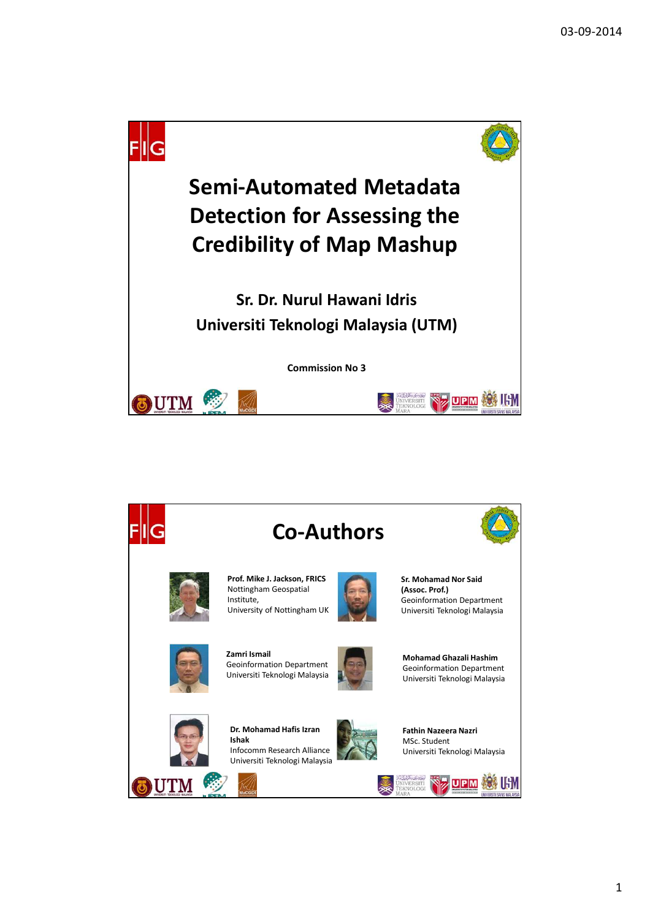# Semi-Automated Metadata Detection for Assessing the Credibility of Map Mashup

**Sr. Dr. Nurul Hawani Idris**

**Universiti Teknologi Malaysia (UTM)**

**Commission No 3**

## Co-Authors

**Prof. Mike J. Jackson, FRICS**
Nottingham Geospatial Institute,
University of Nottingham UK

**Sr. Mohamad Nor Said (Assoc. Prof.)**
Geoinformation Department
Universiti Teknologi Malaysia

**Zamri Ismail**
Geoinformation Department
Universiti Teknologi Malaysia

**Mohamad Ghazali Hashim**
Geoinformation Department
Universiti Teknologi Malaysia

**Dr. Mohamad Hafis Izran Ishak**
Infocomm Research Alliance
Universiti Teknologi Malaysia

**Fathin Nazeera Nazri**
MSc. Student
Universiti Teknologi Malaysia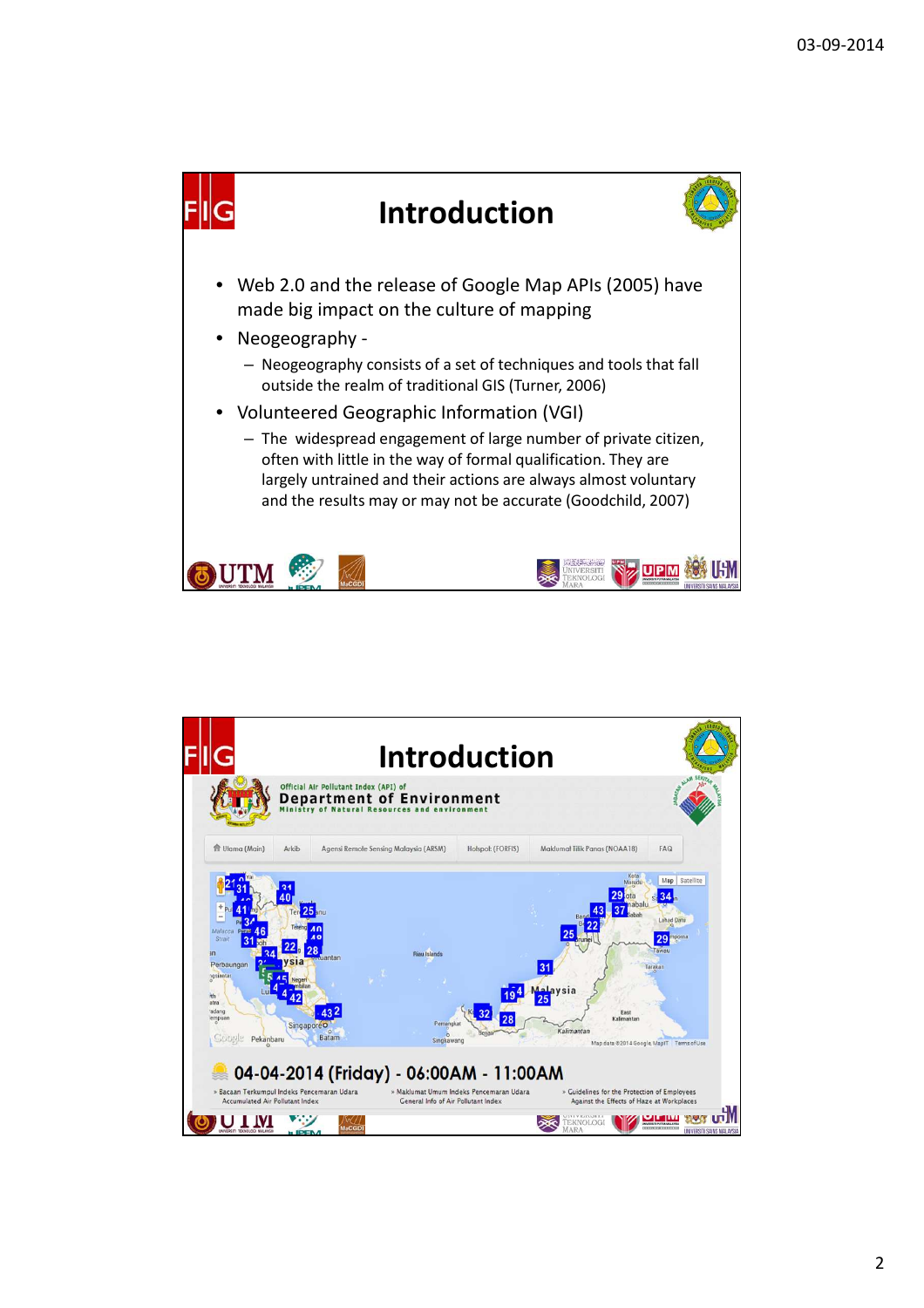## Introduction

- Web 2.0 and the release of Google Map APIs (2005) have made big impact on the culture of mapping
- Neogeography -
  - Neogeography consists of a set of techniques and tools that fall outside the realm of traditional GIS (Turner, 2006)
- Volunteered Geographic Information (VGI)
  - The widespread engagement of large number of private citizen, often with little in the way of formal qualification. They are largely untrained and their actions are always almost voluntary and the results may or may not be accurate (Goodchild, 2007)

## Introduction

Official Air Pollutant Index (API) of
**Department of Environment**
Ministry of Natural Resources and environment

Utama (Main) | Arkib | Agensi Remote Sensing Malaysia (ARSM) | Hotspot (FORFIS) | Maklumat Titik Panas (NOAA18) | FAQ

**04-04-2014 (Friday) - 06:00AM - 11:00AM**

- Bacaan Terkumpul Indeks Pencemaran Udara Accumulated Air Pollutant Index
- Maklumat Umum Indeks Pencemaran Udara General Info of Air Pollutant Index
- Guidelines for the Protection of Employees Against the Effects of Haze at Workplaces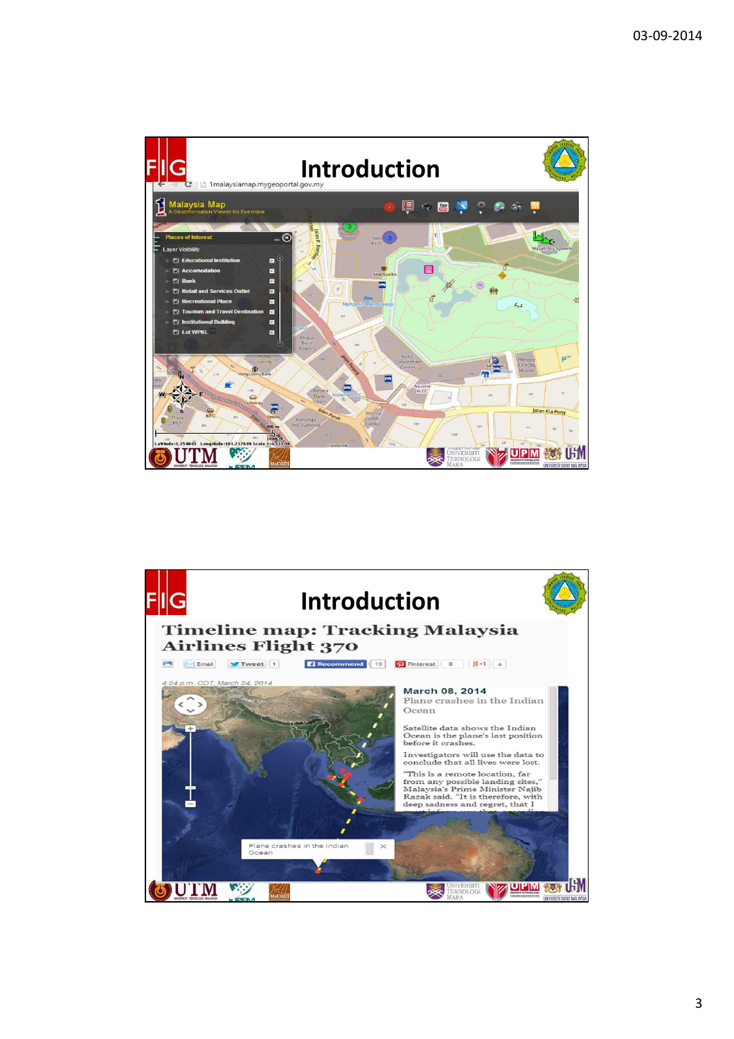## Introduction

## Introduction

Timeline map: Tracking Malaysia Airlines Flight 370

4:24 p.m. CDT, March 24, 2014

March 08, 2014
Plane crashes in the Indian Ocean

Satellite data shows the Indian Ocean is the plane's last position before it crashes.

Investigators will use the data to conclude that all lives were lost.

"This is a remote location, far from any possible landing sites," Malaysia's Prime Minister Najib Razak said. "It is therefore, with deep sadness and regret, that I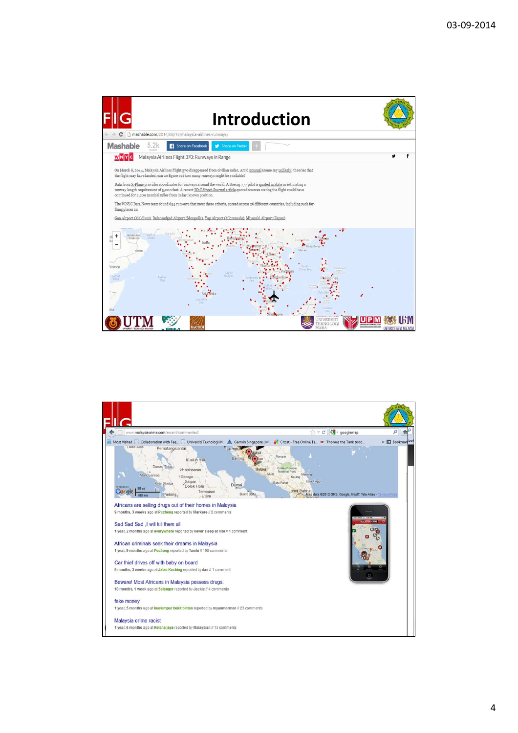# Introduction

mashable.com/2014/03/16/malaysia-airlines-runways/

Mashable 5.2k Share on Facebook Share on Twitter

Malaysia Airlines Flight 370: Runways in Range

On March 8, 2014, Malaysia Airlines Flight 370 disappeared from civilian radar. Amid unusual (some say unlikely) theories that the flight may have landed, can we figure out how many runways might be available?

Data from X-Plane provides coordinates for runways around the world. A Boeing 777 pilot is quoted in Slate as estimating a runway length requirement of 5,000 feet. A recent Wall Street Journal article quoted sources stating the flight could have continued for 2,200 nautical miles from its last known position.

The WNYC Data News team found 634 runways that meet these criteria, spread across 26 different countries, including such far-flung places as:

Gan Airport (Maldives), Dalanzadgad Airport (Mongolia), Yap Airport (Micronesia), Miyazaki Airport (Japan)

---

www.malaysiacrime.com/recent/commented/

Africans are selling drugs out of their homes in Malaysia
9 months, 3 weeks ago at Puchong reported by Markere // 2 comments

Sad Sad Sad ,I will kill them all
1 year, 2 months ago at everywhere reported by never sleep at nite // 1 comment

African criminals seek their dreams in Malaysia
1 year, 9 months ago at Puchong reported by Tamhi // 190 comments

Car thief drives off with baby on board
9 months, 3 weeks ago at Jalan Kuching reported by dan // 1 comment

Beware! Most Africans in Malaysia possess drugs.
10 months, 1 week ago at Selangor reported by Jackie // 4 comments

fake money
1 year, 5 months ago at kualumpur bukit bintan reported by myanmarman // 23 comments

Malaysia crime racist
1 year, 6 months ago at Kelana jaya reported by Malaysian // 13 comments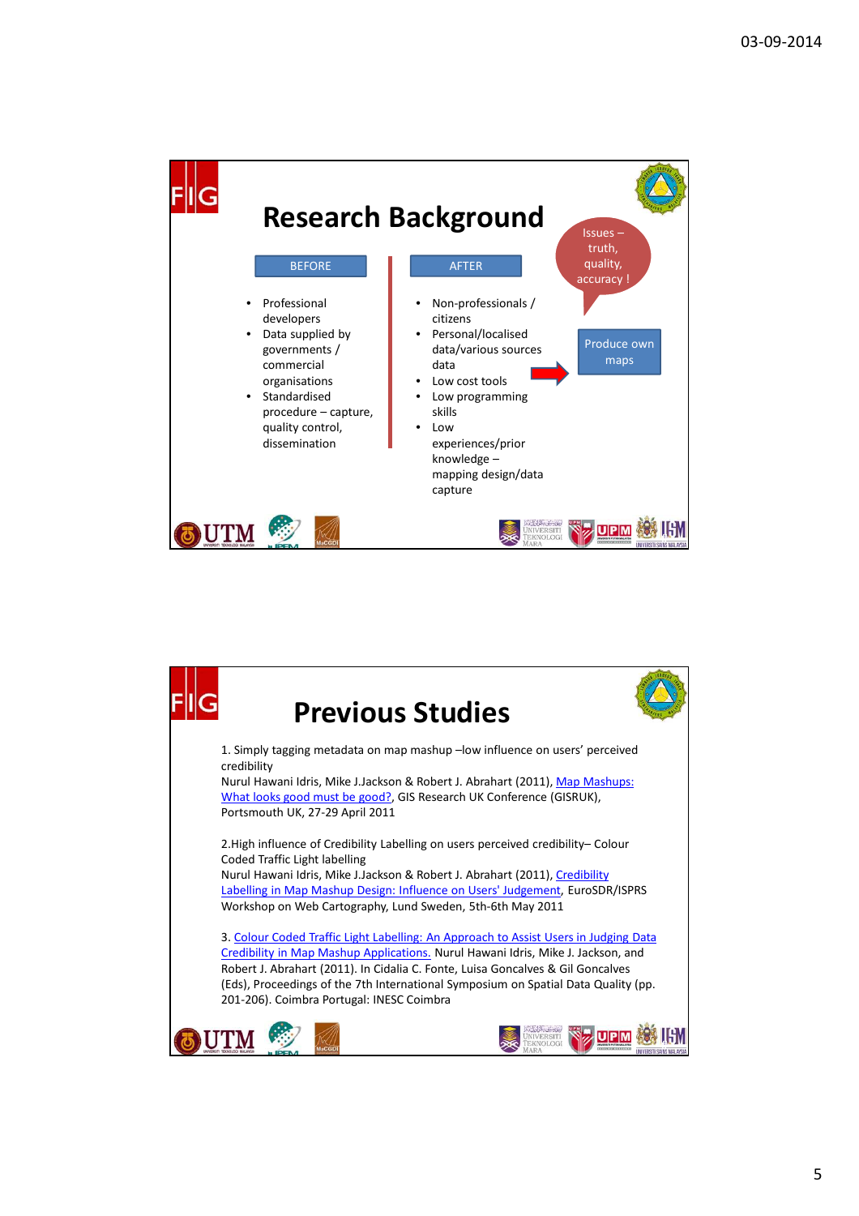# Research Background

**BEFORE**

- Professional developers
- Data supplied by governments / commercial organisations
- Standardised procedure – capture, quality control, dissemination

**AFTER**

- Non-professionals / citizens
- Personal/localised data/various sources data
- Low cost tools
- Low programming skills
- Low experiences/prior knowledge – mapping design/data capture

Produce own maps

Issues – truth, quality, accuracy !

# Previous Studies

1. Simply tagging metadata on map mashup –low influence on users' perceived credibility
Nurul Hawani Idris, Mike J.Jackson & Robert J. Abrahart (2011), Map Mashups: What looks good must be good?, GIS Research UK Conference (GISRUK), Portsmouth UK, 27-29 April 2011

2.High influence of Credibility Labelling on users perceived credibility– Colour Coded Traffic Light labelling
Nurul Hawani Idris, Mike J.Jackson & Robert J. Abrahart (2011), Credibility Labelling in Map Mashup Design: Influence on Users' Judgement, EuroSDR/ISPRS Workshop on Web Cartography, Lund Sweden, 5th-6th May 2011

3. Colour Coded Traffic Light Labelling: An Approach to Assist Users in Judging Data Credibility in Map Mashup Applications. Nurul Hawani Idris, Mike J. Jackson, and Robert J. Abrahart (2011). In Cidalia C. Fonte, Luisa Goncalves & Gil Goncalves (Eds), Proceedings of the 7th International Symposium on Spatial Data Quality (pp. 201-206). Coimbra Portugal: INESC Coimbra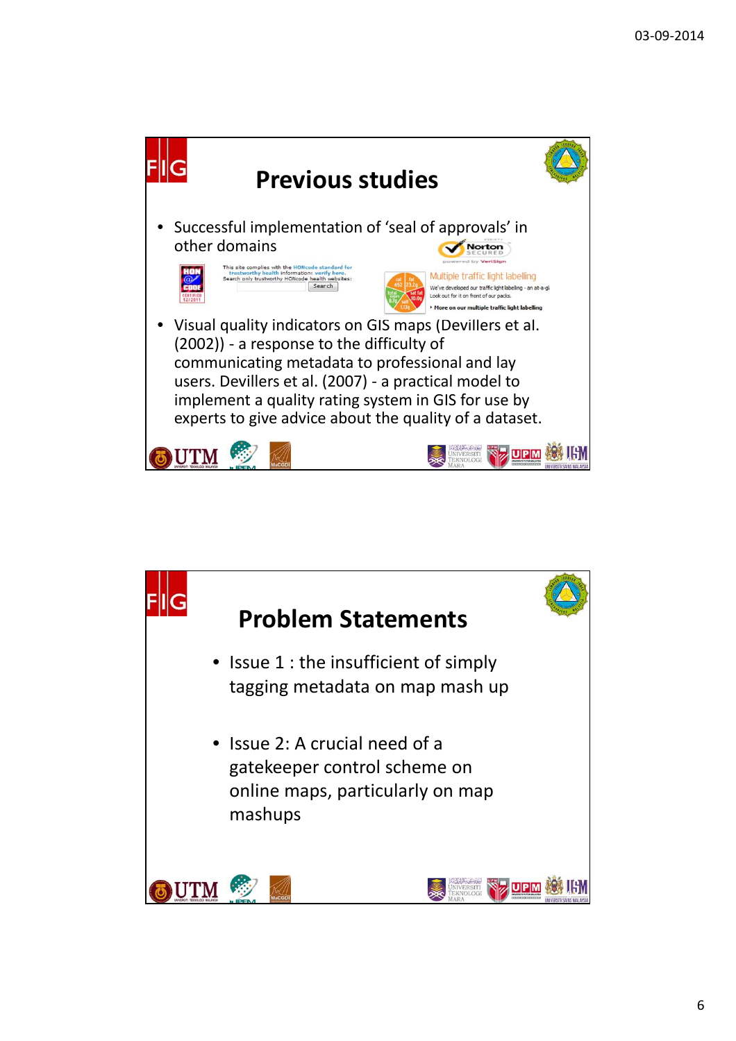## Previous studies

- Successful implementation of 'seal of approvals' in other domains

This site complies with the HONcode standard for trustworthy health information: verify here.
Search only trustworthy HONcode health websites:
Search

Multiple traffic light labelling
We've developed our traffic light labelling - an at-a-glance...
Look out for it on front of our packs.
More on our multiple traffic light labelling

- Visual quality indicators on GIS maps (Devillers et al. (2002)) - a response to the difficulty of communicating metadata to professional and lay users. Devillers et al. (2007) - a practical model to implement a quality rating system in GIS for use by experts to give advice about the quality of a dataset.

## Problem Statements

- Issue 1 : the insufficient of simply tagging metadata on map mash up
- Issue 2: A crucial need of a gatekeeper control scheme on online maps, particularly on map mashups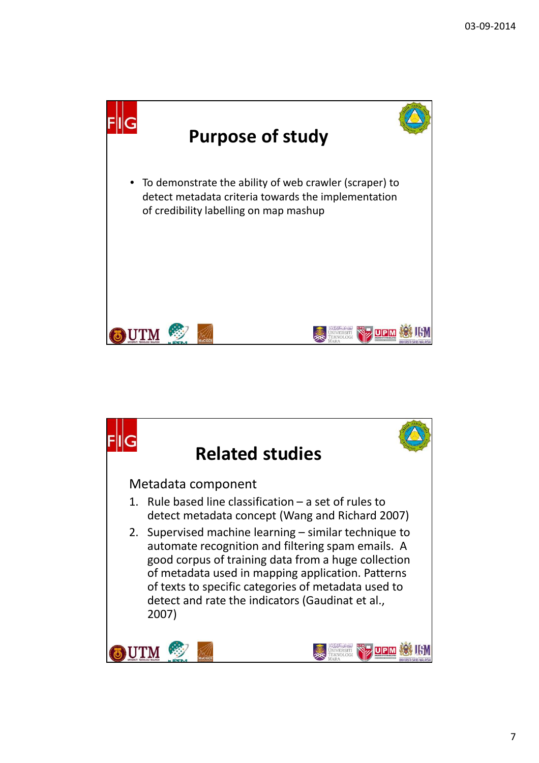## Purpose of study

- To demonstrate the ability of web crawler (scraper) to detect metadata criteria towards the implementation of credibility labelling on map mashup

## Related studies

Metadata component

1. Rule based line classification – a set of rules to detect metadata concept (Wang and Richard 2007)
2. Supervised machine learning – similar technique to automate recognition and filtering spam emails. A good corpus of training data from a huge collection of metadata used in mapping application. Patterns of texts to specific categories of metadata used to detect and rate the indicators (Gaudinat et al., 2007)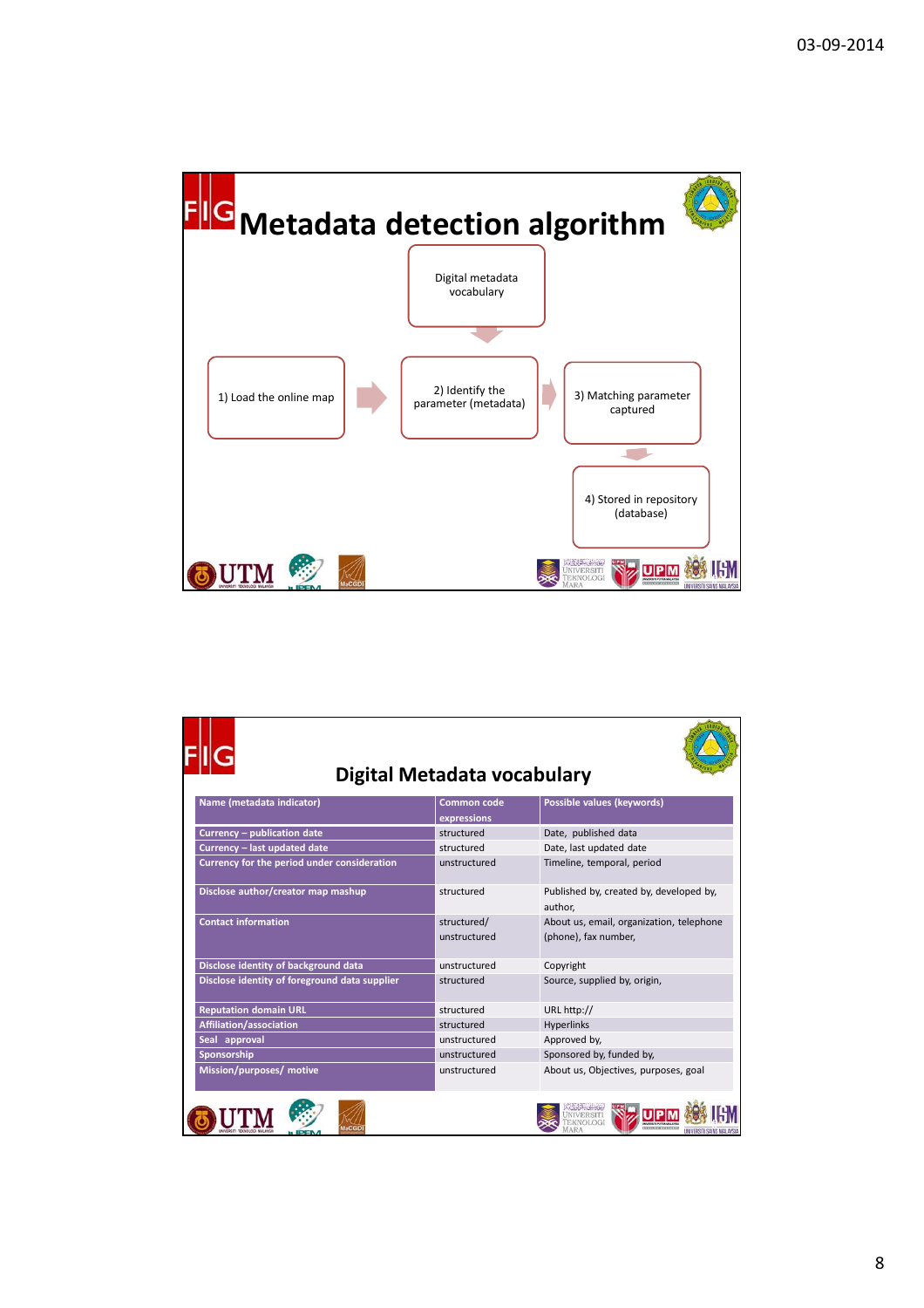# Metadata detection algorithm

Digital metadata vocabulary

1) Load the online map → 2) Identify the parameter (metadata) → 3) Matching parameter captured → 4) Stored in repository (database)

## Digital Metadata vocabulary

| Name (metadata indicator) | Common code expressions | Possible values (keywords) |
|---|---|---|
| Currency – publication date | structured | Date, published data |
| Currency – last updated date | structured | Date, last updated date |
| Currency for the period under consideration | unstructured | Timeline, temporal, period |
| Disclose author/creator map mashup | structured | Published by, created by, developed by, author, |
| Contact information | structured/ unstructured | About us, email, organization, telephone (phone), fax number, |
| Disclose identity of background data | unstructured | Copyright |
| Disclose identity of foreground data supplier | structured | Source, supplied by, origin, |
| Reputation domain URL | structured | URL http:// |
| Affiliation/association | structured | Hyperlinks |
| Seal approval | unstructured | Approved by, |
| Sponsorship | unstructured | Sponsored by, funded by, |
| Mission/purposes/ motive | unstructured | About us, Objectives, purposes, goal |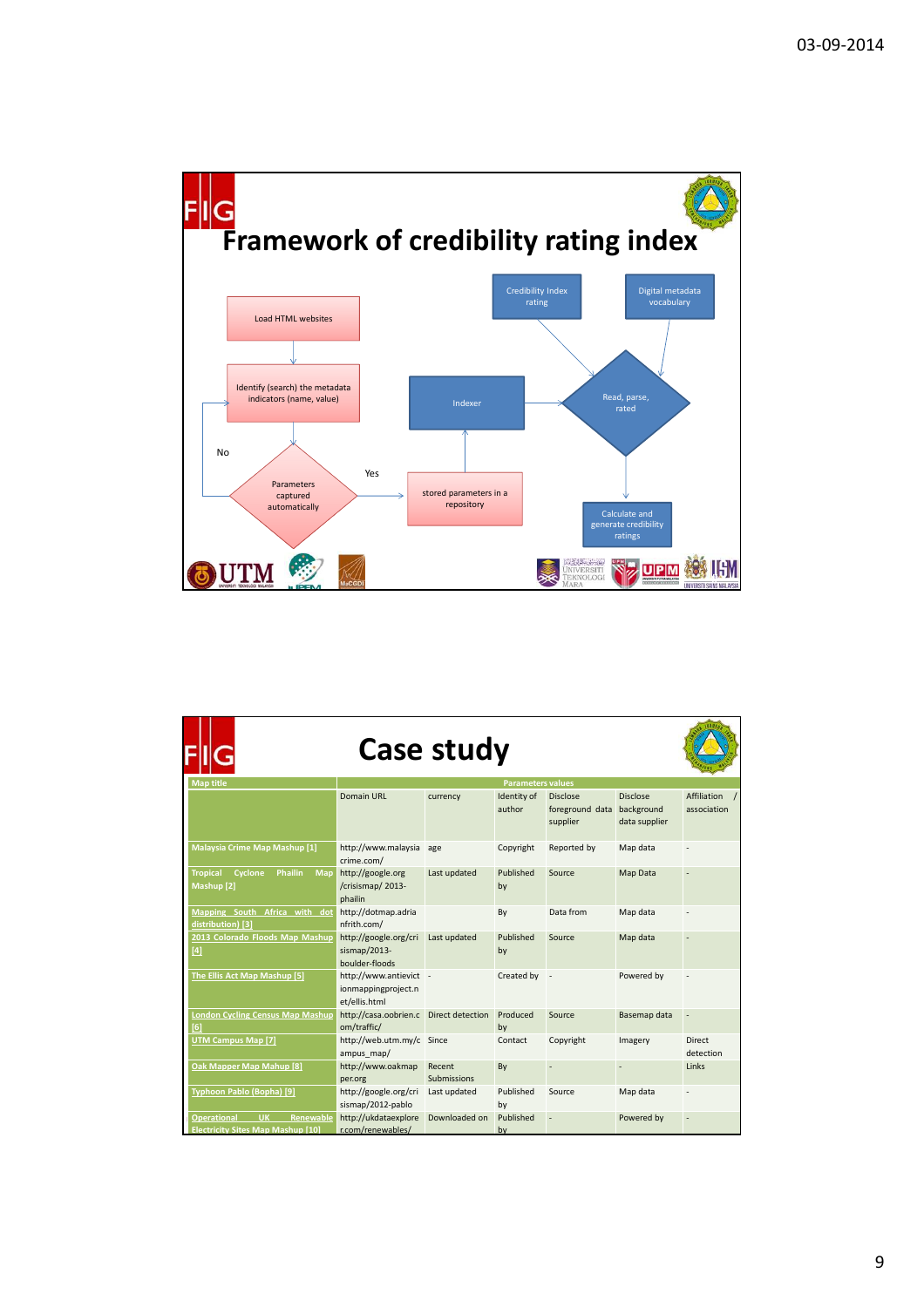# Framework of credibility rating index

- Load HTML websites
- Identify (search) the metadata indicators (name, value)
- Parameters captured automatically
  - No → Identify (search) the metadata indicators (name, value)
  - Yes → stored parameters in a repository
- stored parameters in a repository → Indexer
- Indexer → Read, parse, rated
- Credibility Index rating → Read, parse, rated
- Digital metadata vocabulary → Read, parse, rated
- Read, parse, rated → Calculate and generate credibility ratings

# Case study

| Map title | Parameters values | | | | | |
|---|---|---|---|---|---|---|
| | Domain URL | currency | Identity of author | Disclose foreground data supplier | Disclose background data supplier | Affiliation / association |
| Malaysia Crime Map Mashup [1] | http://www.malaysiacrime.com/ | age | Copyright | Reported by | Map data | - |
| Tropical Cyclone Phailin Map Mashup [2] | http://google.org/crisismap/2013-phailin | Last updated | Published by | Source | Map Data | - |
| Mapping South Africa with dot distribution) [3] | http://dotmap.adrianfrith.com/ | | By | Data from | Map data | - |
| 2013 Colorado Floods Map Mashup [4] | http://google.org/crisismap/2013-boulder-floods | Last updated | Published by | Source | Map data | - |
| The Ellis Act Map Mashup [5] | http://www.antievictionmappingproject.net/ellis.html | - | Created by | - | Powered by | - |
| London Cycling Census Map Mashup [6] | http://casa.oobrien.com/traffic/ | Direct detection | Produced by | Source | Basemap data | - |
| UTM Campus Map [7] | http://web.utm.my/campus_map/ | Since | Contact | Copyright | Imagery | Direct detection |
| Oak Mapper Map Mahup [8] | http://www.oakmapper.org | Recent Submissions | By | - | - | Links |
| Typhoon Pablo (Bopha) [9] | http://google.org/crisismap/2012-pablo | Last updated | Published by | Source | Map data | - |
| Operational UK Renewable Electricity Sites Map Mashup [10] | http://ukdataexplorer.com/renewables/ | Downloaded on | Published by | - | Powered by | - |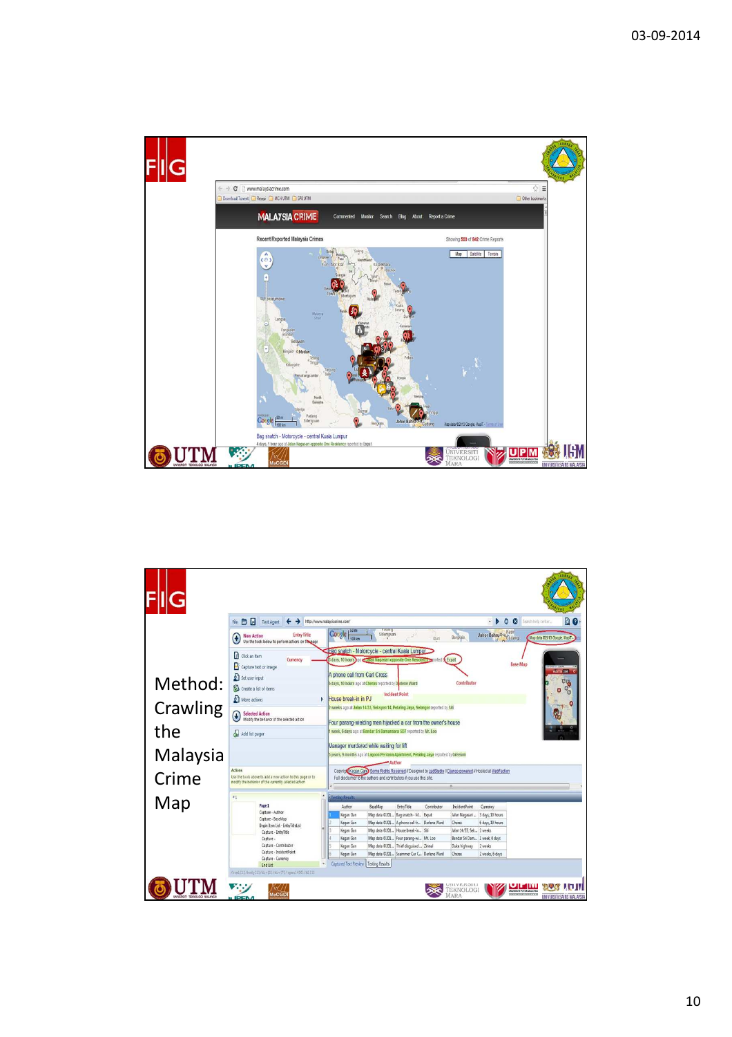Method: Crawling the Malaysia Crime Map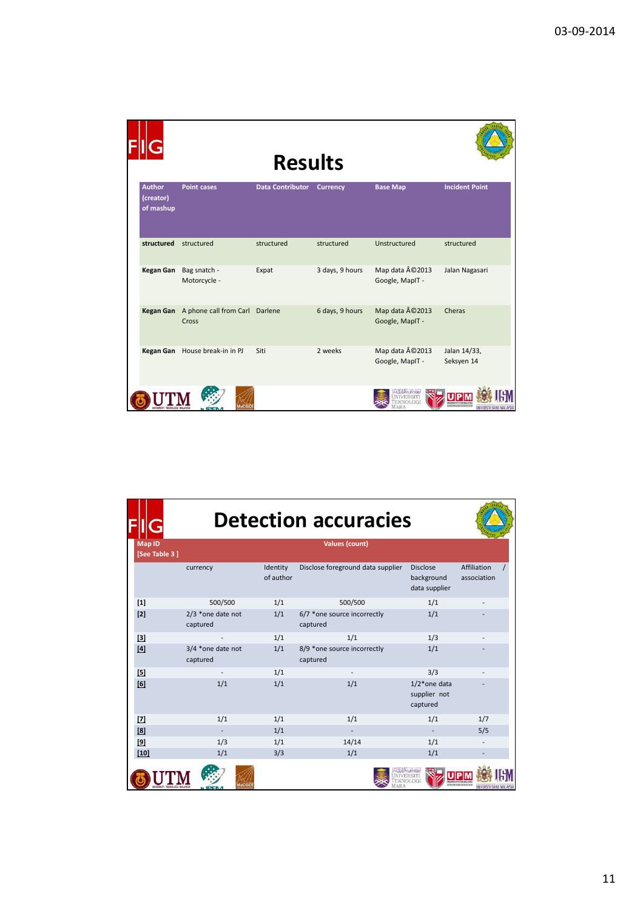# Results

| Author (creator) of mashup | Point cases | Data Contributor | Currency | Base Map | Incident Point |
|---|---|---|---|---|---|
| structured | structured | structured | structured | Unstructured | structured |
| Kegan Gan | Bag snatch - Motorcycle - | Expat | 3 days, 9 hours | Map data Â©2013 Google, MapIT - | Jalan Nagasari |
| Kegan Gan | A phone call from Carl Cross | Darlene | 6 days, 9 hours | Map data Â©2013 Google, MapIT - | Cheras |
| Kegan Gan | House break-in in PJ | Siti | 2 weeks | Map data Â©2013 Google, MapIT - | Jalan 14/33, Seksyen 14 |

# Detection accuracies

| Map ID [See Table 3 ] | Values (count) | | | | |
|---|---|---|---|---|---|
| | currency | Identity of author | Disclose foreground data supplier | Disclose background data supplier | Affiliation / association |
| [1] | 500/500 | 1/1 | 500/500 | 1/1 | - |
| [2] | 2/3 *one date not captured | 1/1 | 6/7 *one source incorrectly captured | 1/1 | - |
| [3] | - | 1/1 | 1/1 | 1/3 | - |
| [4] | 3/4 *one date not captured | 1/1 | 8/9 *one source incorrectly captured | 1/1 | - |
| [5] | - | 1/1 | - | 3/3 | - |
| [6] | 1/1 | 1/1 | 1/1 | 1/2*one data supplier not captured | - |
| [7] | 1/1 | 1/1 | 1/1 | 1/1 | 1/7 |
| [8] | - | 1/1 | - | - | 5/5 |
| [9] | 1/3 | 1/1 | 14/14 | 1/1 | - |
| [10] | 1/1 | 3/3 | 1/1 | 1/1 | - |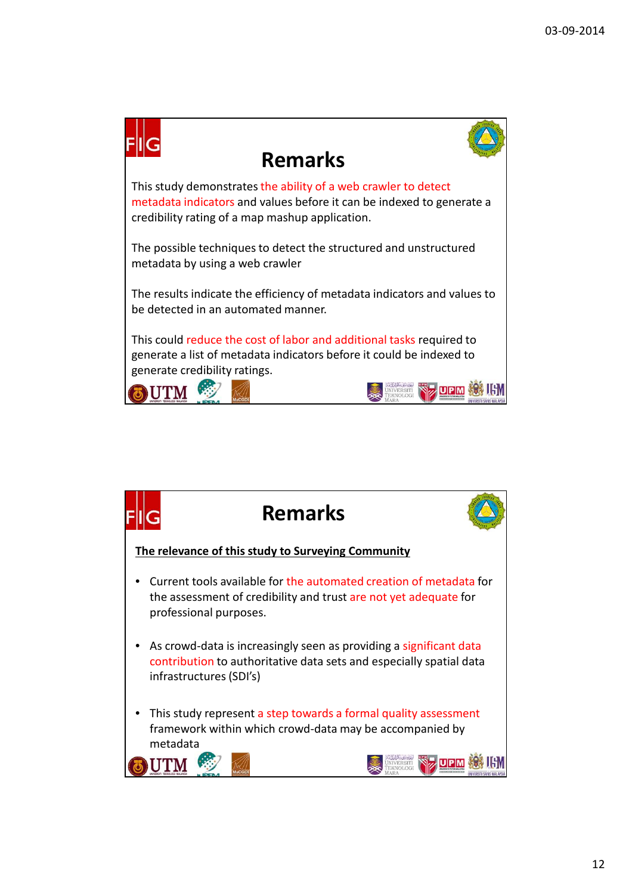# Remarks

This study demonstrates the ability of a web crawler to detect metadata indicators and values before it can be indexed to generate a credibility rating of a map mashup application.

The possible techniques to detect the structured and unstructured metadata by using a web crawler

The results indicate the efficiency of metadata indicators and values to be detected in an automated manner.

This could reduce the cost of labor and additional tasks required to generate a list of metadata indicators before it could be indexed to generate credibility ratings.

# Remarks

**The relevance of this study to Surveying Community**

- Current tools available for the automated creation of metadata for the assessment of credibility and trust are not yet adequate for professional purposes.
- As crowd-data is increasingly seen as providing a significant data contribution to authoritative data sets and especially spatial data infrastructures (SDI's)
- This study represent a step towards a formal quality assessment framework within which crowd-data may be accompanied by metadata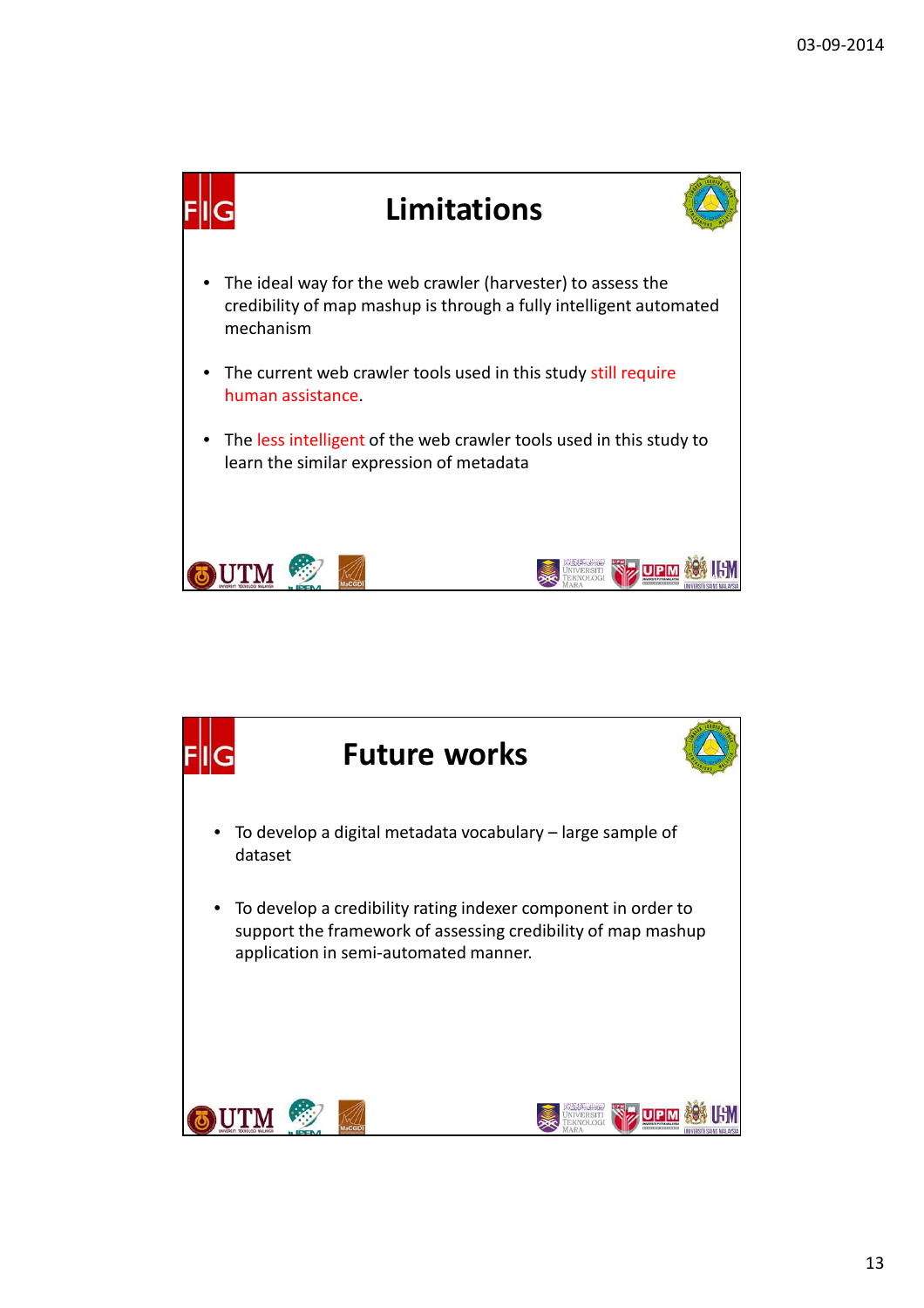# Limitations

- The ideal way for the web crawler (harvester) to assess the credibility of map mashup is through a fully intelligent automated mechanism
- The current web crawler tools used in this study still require human assistance.
- The less intelligent of the web crawler tools used in this study to learn the similar expression of metadata

# Future works

- To develop a digital metadata vocabulary – large sample of dataset
- To develop a credibility rating indexer component in order to support the framework of assessing credibility of map mashup application in semi-automated manner.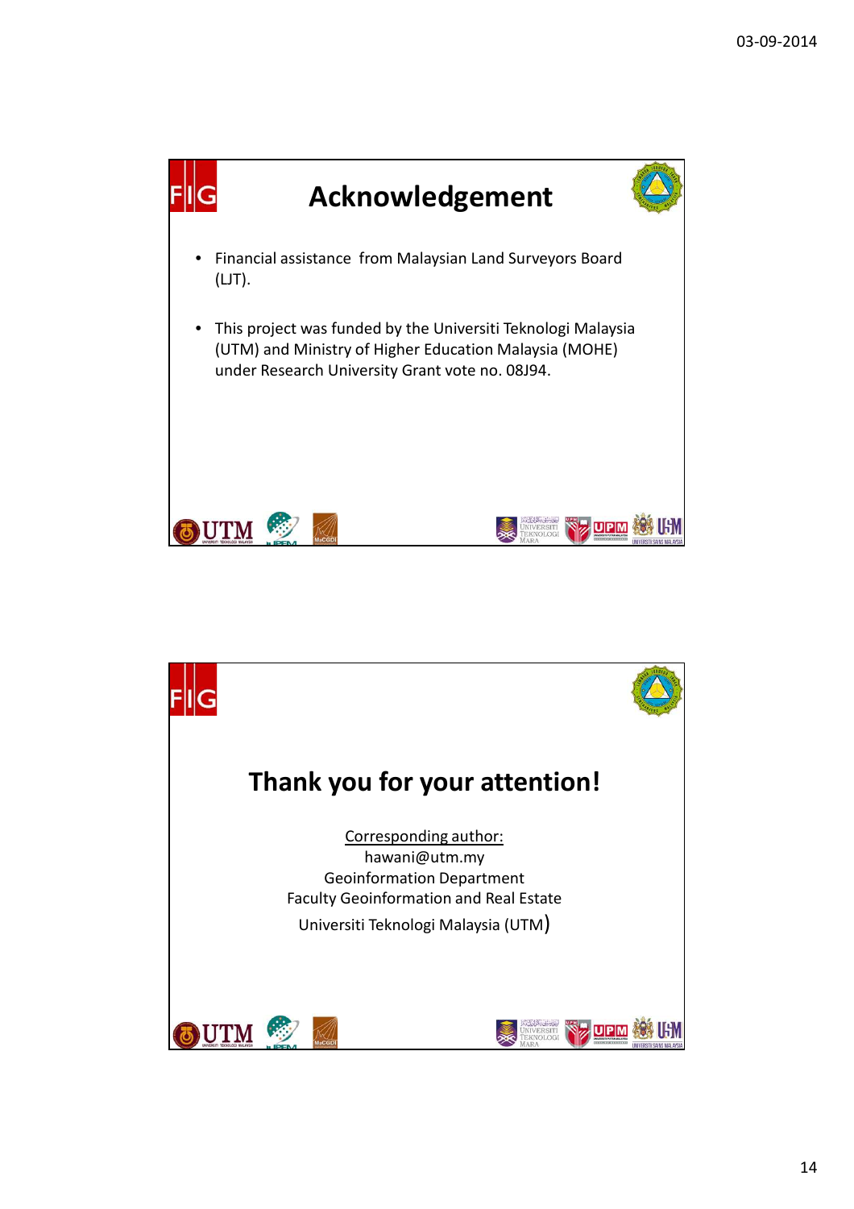## Acknowledgement

- Financial assistance from Malaysian Land Surveyors Board (LJT).
- This project was funded by the Universiti Teknologi Malaysia (UTM) and Ministry of Higher Education Malaysia (MOHE) under Research University Grant vote no. 08J94.

## Thank you for your attention!

Corresponding author:
hawani@utm.my
Geoinformation Department
Faculty Geoinformation and Real Estate
Universiti Teknologi Malaysia (UTM)